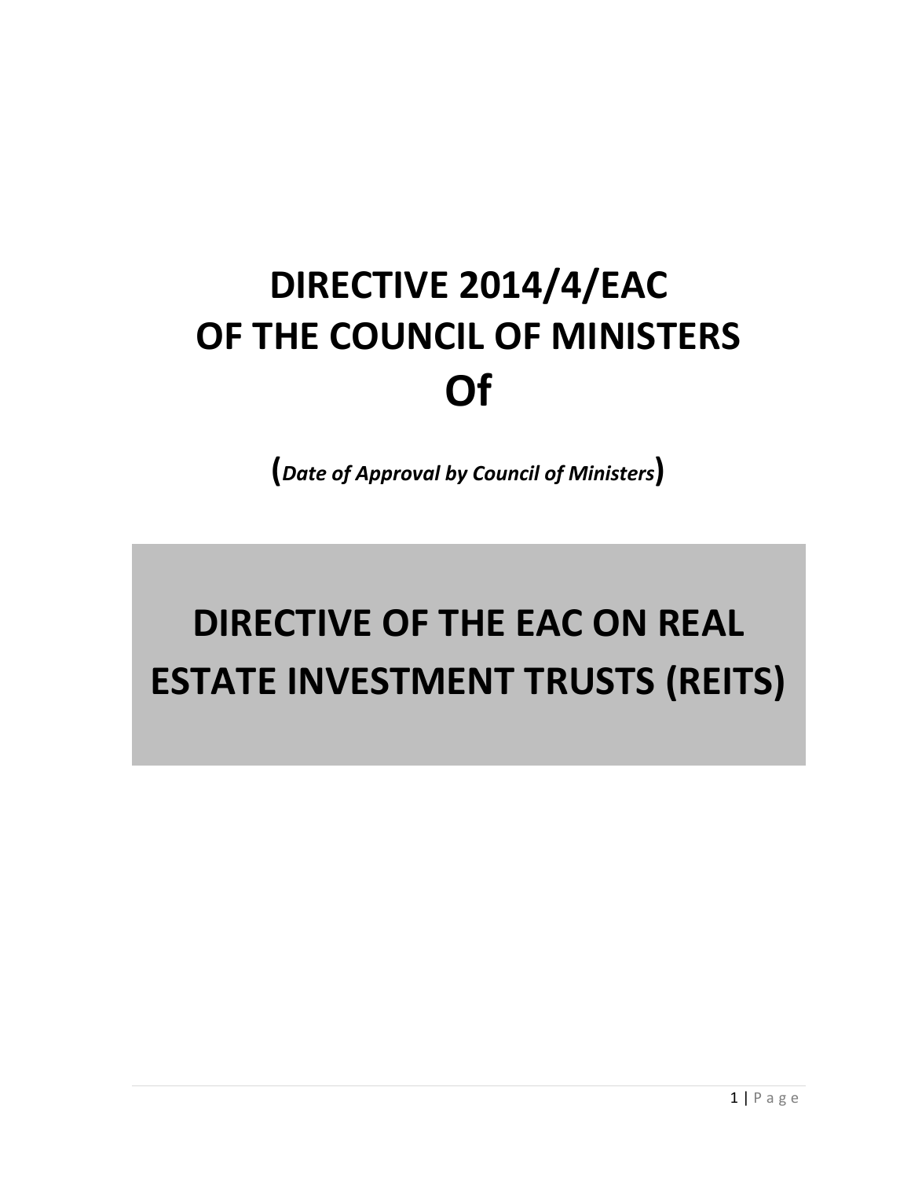# DIRECTIVE 2014/4/EAC OF THE COUNCIL OF MINISTERS Of

(*Date of Approval by Council of Ministers*)

# DIRECTIVE OF THE EAC ON REAL ESTATE INVESTMENT TRUSTS (REITS)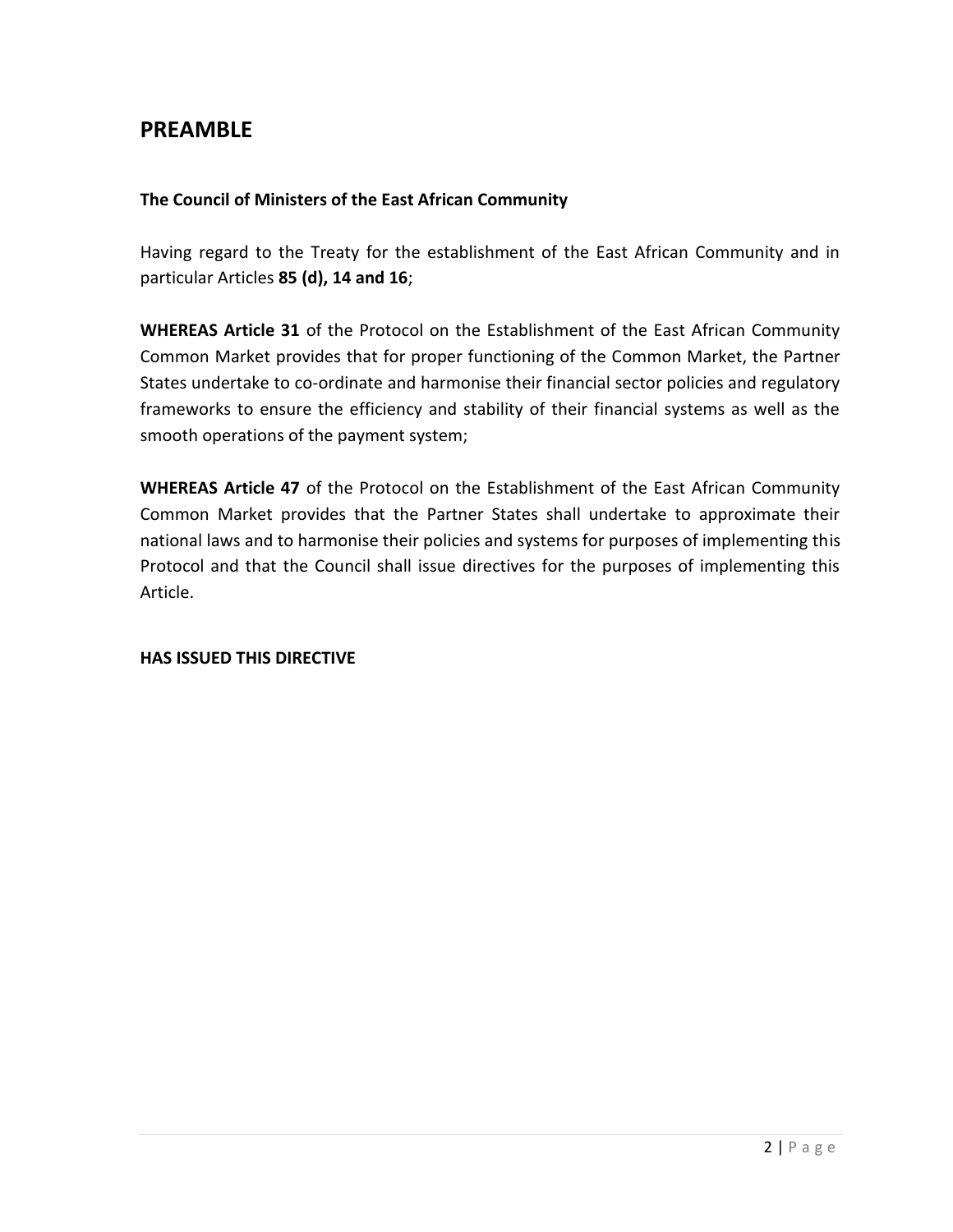## PREAMBLE

**The Council of Ministers of the East African Community**

Having regard to the Treaty for the establishment of the East African Community and in particular Articles **85 (d), 14 and 16**;

**WHEREAS Article 31** of the Protocol on the Establishment of the East African Community Common Market provides that for proper functioning of the Common Market, the Partner States undertake to co-ordinate and harmonise their financial sector policies and regulatory frameworks to ensure the efficiency and stability of their financial systems as well as the smooth operations of the payment system;

**WHEREAS Article 47** of the Protocol on the Establishment of the East African Community Common Market provides that the Partner States shall undertake to approximate their national laws and to harmonise their policies and systems for purposes of implementing this Protocol and that the Council shall issue directives for the purposes of implementing this Article.

**HAS ISSUED THIS DIRECTIVE**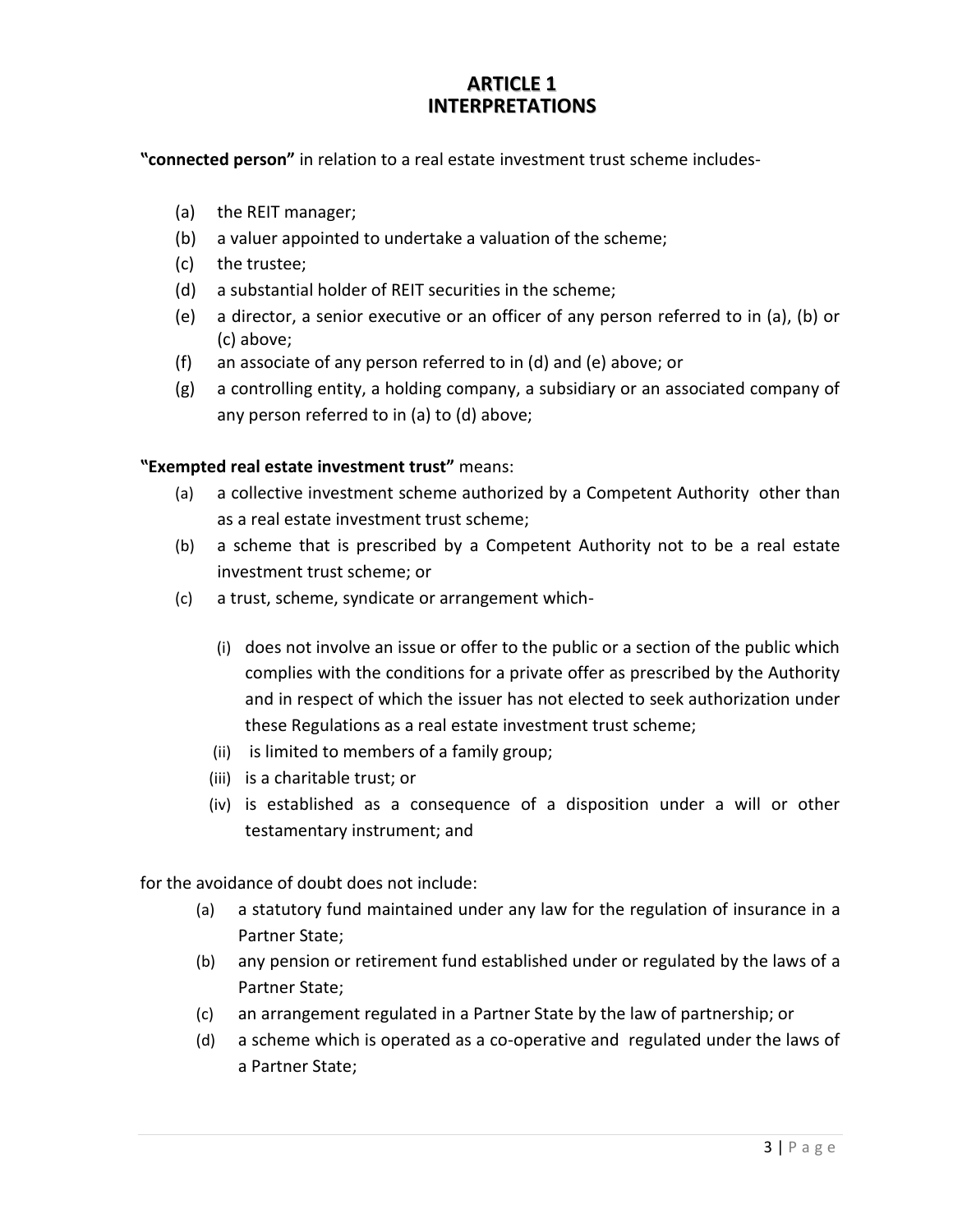# ARTICLE 1
# INTERPRETATIONS

**"connected person"** in relation to a real estate investment trust scheme includes-

(a) the REIT manager;
(b) a valuer appointed to undertake a valuation of the scheme;
(c) the trustee;
(d) a substantial holder of REIT securities in the scheme;
(e) a director, a senior executive or an officer of any person referred to in (a), (b) or (c) above;
(f) an associate of any person referred to in (d) and (e) above; or
(g) a controlling entity, a holding company, a subsidiary or an associated company of any person referred to in (a) to (d) above;

**"Exempted real estate investment trust"** means:

(a) a collective investment scheme authorized by a Competent Authority other than as a real estate investment trust scheme;
(b) a scheme that is prescribed by a Competent Authority not to be a real estate investment trust scheme; or
(c) a trust, scheme, syndicate or arrangement which-
   (i) does not involve an issue or offer to the public or a section of the public which complies with the conditions for a private offer as prescribed by the Authority and in respect of which the issuer has not elected to seek authorization under these Regulations as a real estate investment trust scheme;
   (ii) is limited to members of a family group;
   (iii) is a charitable trust; or
   (iv) is established as a consequence of a disposition under a will or other testamentary instrument; and

for the avoidance of doubt does not include:

(a) a statutory fund maintained under any law for the regulation of insurance in a Partner State;
(b) any pension or retirement fund established under or regulated by the laws of a Partner State;
(c) an arrangement regulated in a Partner State by the law of partnership; or
(d) a scheme which is operated as a co-operative and regulated under the laws of a Partner State;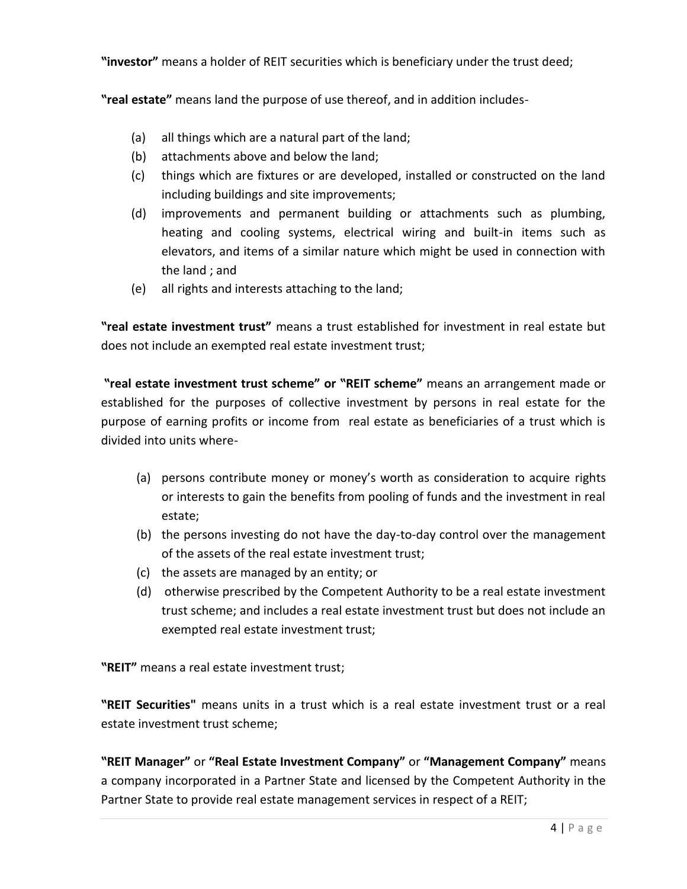**"investor"** means a holder of REIT securities which is beneficiary under the trust deed;

**"real estate"** means land the purpose of use thereof, and in addition includes-

(a) all things which are a natural part of the land;
(b) attachments above and below the land;
(c) things which are fixtures or are developed, installed or constructed on the land including buildings and site improvements;
(d) improvements and permanent building or attachments such as plumbing, heating and cooling systems, electrical wiring and built-in items such as elevators, and items of a similar nature which might be used in connection with the land ; and
(e) all rights and interests attaching to the land;

**"real estate investment trust"** means a trust established for investment in real estate but does not include an exempted real estate investment trust;

**"real estate investment trust scheme" or "REIT scheme"** means an arrangement made or established for the purposes of collective investment by persons in real estate for the purpose of earning profits or income from real estate as beneficiaries of a trust which is divided into units where-

(a) persons contribute money or money's worth as consideration to acquire rights or interests to gain the benefits from pooling of funds and the investment in real estate;
(b) the persons investing do not have the day-to-day control over the management of the assets of the real estate investment trust;
(c) the assets are managed by an entity; or
(d) otherwise prescribed by the Competent Authority to be a real estate investment trust scheme; and includes a real estate investment trust but does not include an exempted real estate investment trust;

**"REIT"** means a real estate investment trust;

**"REIT Securities"** means units in a trust which is a real estate investment trust or a real estate investment trust scheme;

**"REIT Manager"** or **"Real Estate Investment Company"** or **"Management Company"** means a company incorporated in a Partner State and licensed by the Competent Authority in the Partner State to provide real estate management services in respect of a REIT;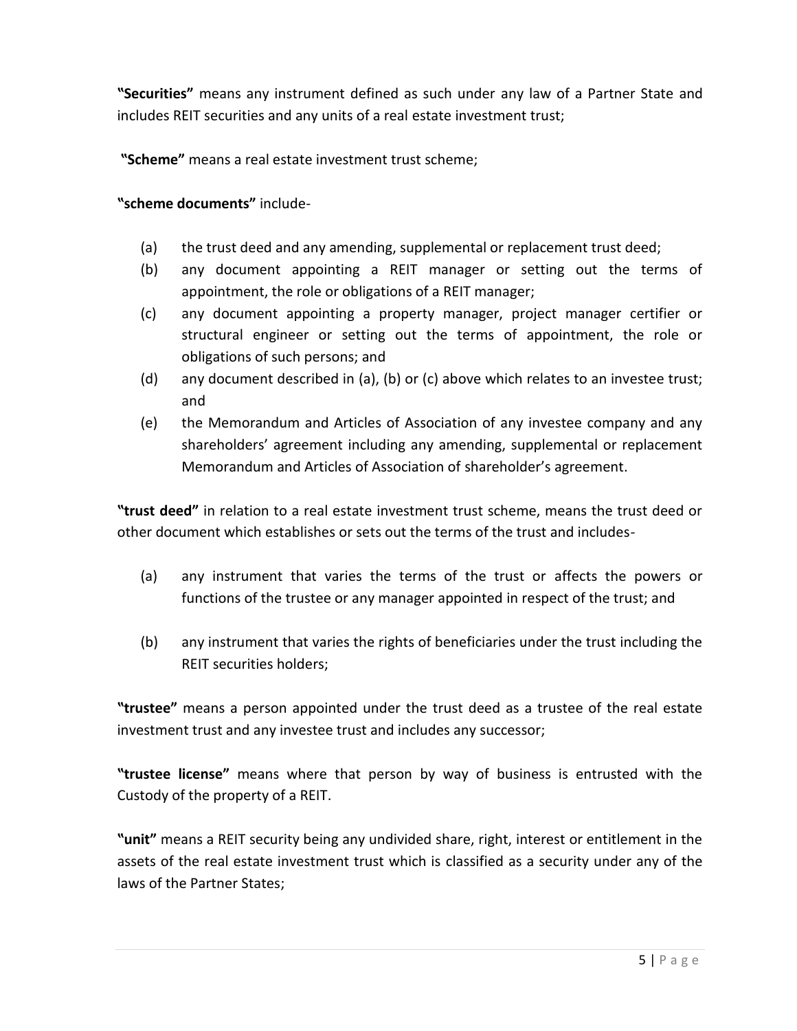**"Securities"** means any instrument defined as such under any law of a Partner State and includes REIT securities and any units of a real estate investment trust;

**"Scheme"** means a real estate investment trust scheme;

**"scheme documents"** include-

(a) the trust deed and any amending, supplemental or replacement trust deed;
(b) any document appointing a REIT manager or setting out the terms of appointment, the role or obligations of a REIT manager;
(c) any document appointing a property manager, project manager certifier or structural engineer or setting out the terms of appointment, the role or obligations of such persons; and
(d) any document described in (a), (b) or (c) above which relates to an investee trust; and
(e) the Memorandum and Articles of Association of any investee company and any shareholders' agreement including any amending, supplemental or replacement Memorandum and Articles of Association of shareholder's agreement.

**"trust deed"** in relation to a real estate investment trust scheme, means the trust deed or other document which establishes or sets out the terms of the trust and includes-

(a) any instrument that varies the terms of the trust or affects the powers or functions of the trustee or any manager appointed in respect of the trust; and

(b) any instrument that varies the rights of beneficiaries under the trust including the REIT securities holders;

**"trustee"** means a person appointed under the trust deed as a trustee of the real estate investment trust and any investee trust and includes any successor;

**"trustee license"** means where that person by way of business is entrusted with the Custody of the property of a REIT.

**"unit"** means a REIT security being any undivided share, right, interest or entitlement in the assets of the real estate investment trust which is classified as a security under any of the laws of the Partner States;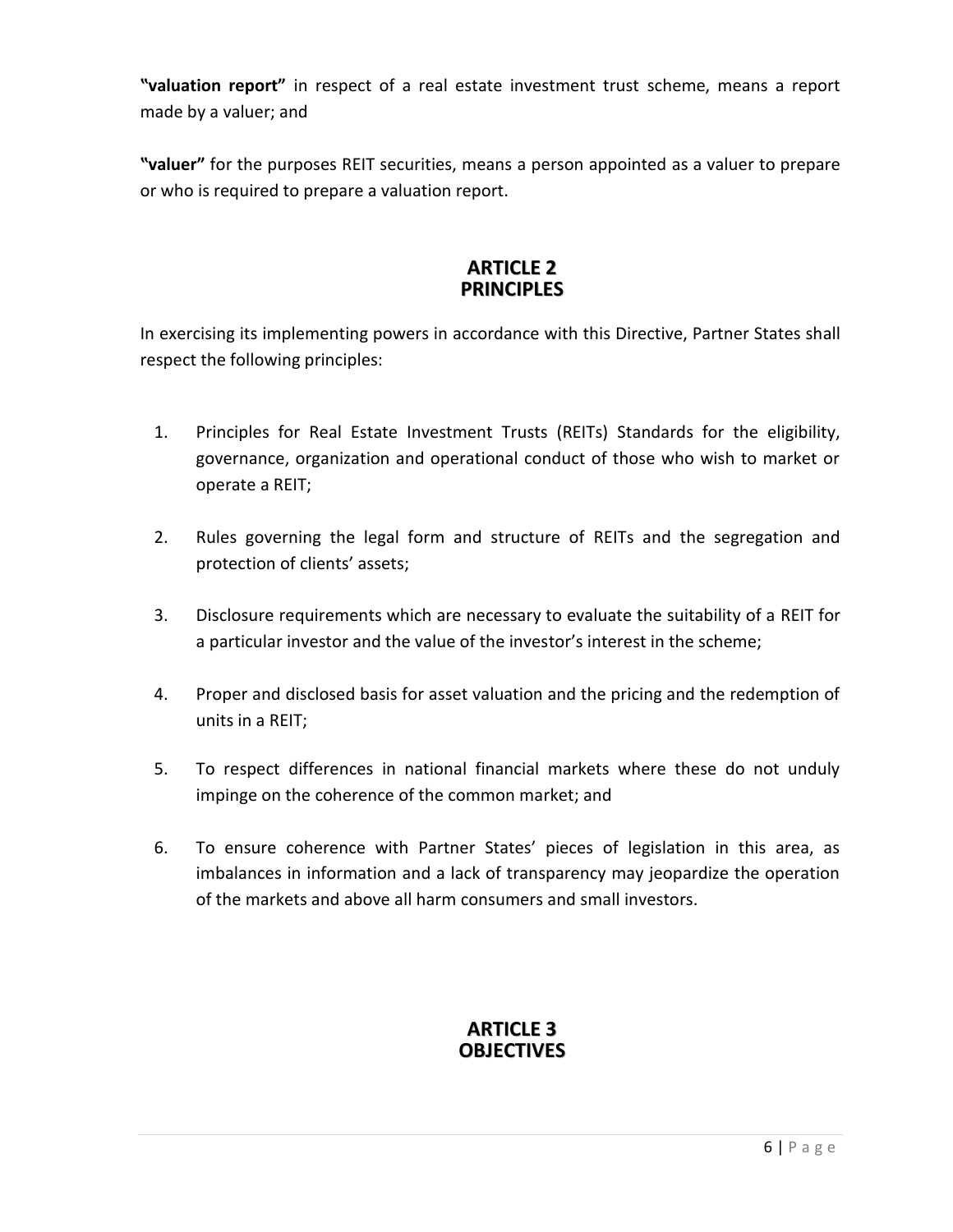**"valuation report"** in respect of a real estate investment trust scheme, means a report made by a valuer; and

**"valuer"** for the purposes REIT securities, means a person appointed as a valuer to prepare or who is required to prepare a valuation report.

## ARTICLE 2
## PRINCIPLES

In exercising its implementing powers in accordance with this Directive, Partner States shall respect the following principles:

1. Principles for Real Estate Investment Trusts (REITs) Standards for the eligibility, governance, organization and operational conduct of those who wish to market or operate a REIT;

2. Rules governing the legal form and structure of REITs and the segregation and protection of clients' assets;

3. Disclosure requirements which are necessary to evaluate the suitability of a REIT for a particular investor and the value of the investor's interest in the scheme;

4. Proper and disclosed basis for asset valuation and the pricing and the redemption of units in a REIT;

5. To respect differences in national financial markets where these do not unduly impinge on the coherence of the common market; and

6. To ensure coherence with Partner States' pieces of legislation in this area, as imbalances in information and a lack of transparency may jeopardize the operation of the markets and above all harm consumers and small investors.

## ARTICLE 3
## OBJECTIVES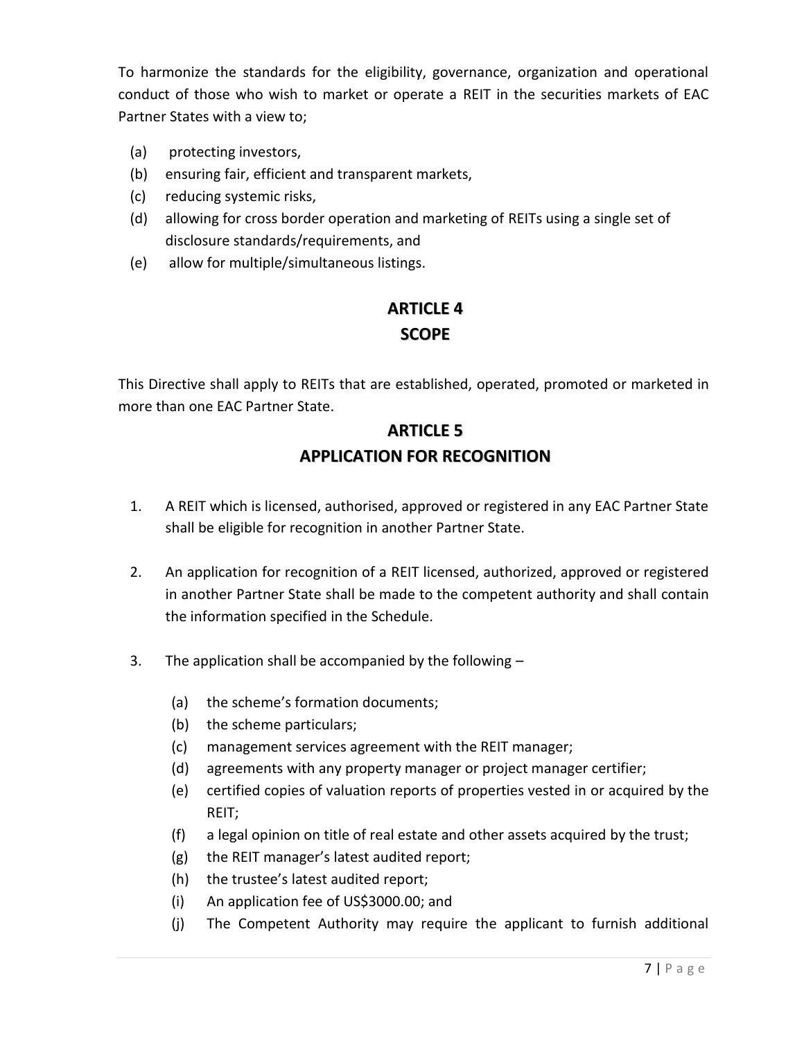To harmonize the standards for the eligibility, governance, organization and operational conduct of those who wish to market or operate a REIT in the securities markets of EAC Partner States with a view to;

(a) protecting investors,
(b) ensuring fair, efficient and transparent markets,
(c) reducing systemic risks,
(d) allowing for cross border operation and marketing of REITs using a single set of disclosure standards/requirements, and
(e) allow for multiple/simultaneous listings.

## ARTICLE 4
## SCOPE

This Directive shall apply to REITs that are established, operated, promoted or marketed in more than one EAC Partner State.

## ARTICLE 5
## APPLICATION FOR RECOGNITION

1. A REIT which is licensed, authorised, approved or registered in any EAC Partner State shall be eligible for recognition in another Partner State.

2. An application for recognition of a REIT licensed, authorized, approved or registered in another Partner State shall be made to the competent authority and shall contain the information specified in the Schedule.

3. The application shall be accompanied by the following –

   (a) the scheme's formation documents;
   (b) the scheme particulars;
   (c) management services agreement with the REIT manager;
   (d) agreements with any property manager or project manager certifier;
   (e) certified copies of valuation reports of properties vested in or acquired by the REIT;
   (f) a legal opinion on title of real estate and other assets acquired by the trust;
   (g) the REIT manager's latest audited report;
   (h) the trustee's latest audited report;
   (i) An application fee of US$3000.00; and
   (j) The Competent Authority may require the applicant to furnish additional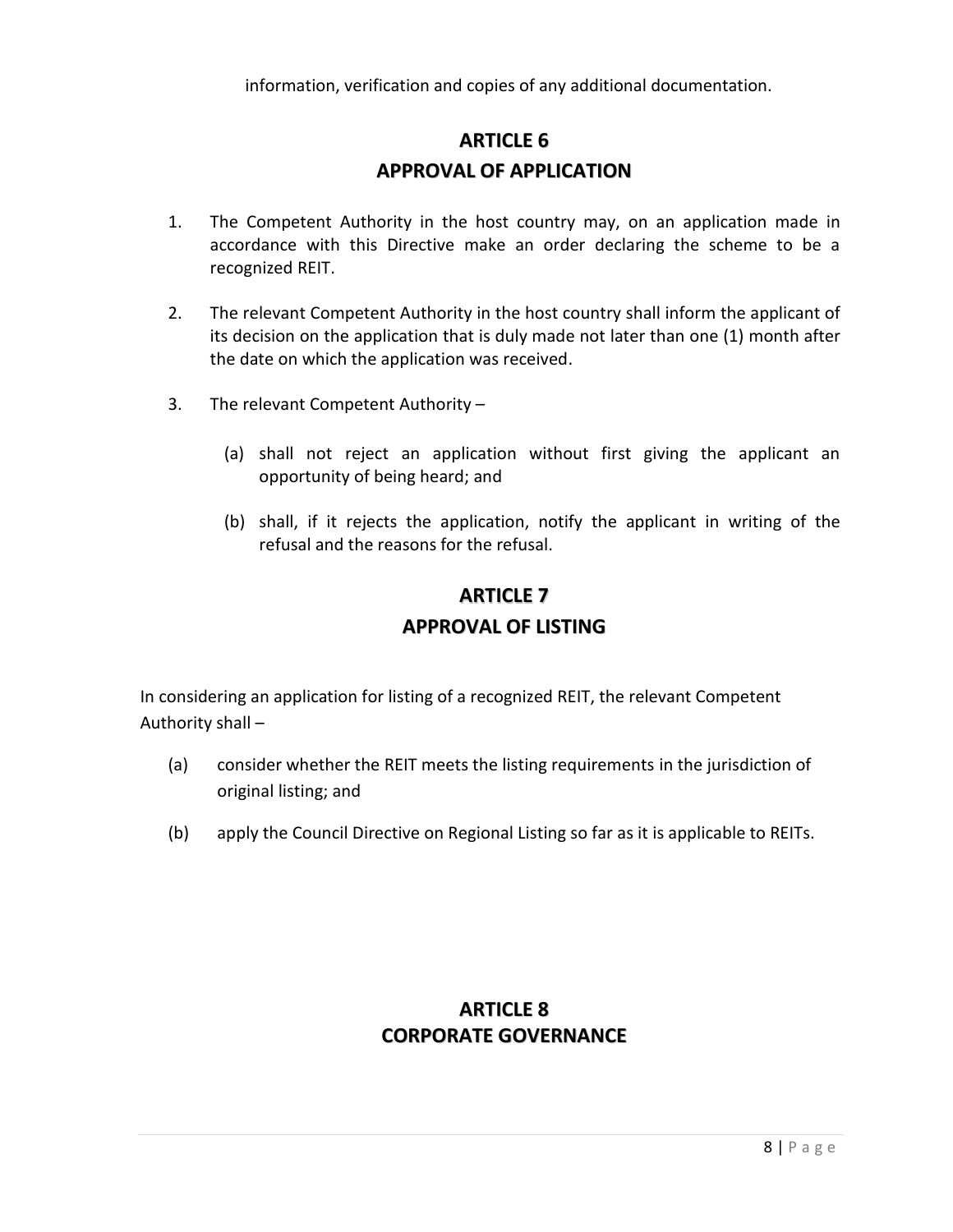information, verification and copies of any additional documentation.

## ARTICLE 6
## APPROVAL OF APPLICATION

1. The Competent Authority in the host country may, on an application made in accordance with this Directive make an order declaring the scheme to be a recognized REIT.

2. The relevant Competent Authority in the host country shall inform the applicant of its decision on the application that is duly made not later than one (1) month after the date on which the application was received.

3. The relevant Competent Authority –

   (a) shall not reject an application without first giving the applicant an opportunity of being heard; and

   (b) shall, if it rejects the application, notify the applicant in writing of the refusal and the reasons for the refusal.

## ARTICLE 7
## APPROVAL OF LISTING

In considering an application for listing of a recognized REIT, the relevant Competent Authority shall –

(a) consider whether the REIT meets the listing requirements in the jurisdiction of original listing; and

(b) apply the Council Directive on Regional Listing so far as it is applicable to REITs.

## ARTICLE 8
## CORPORATE GOVERNANCE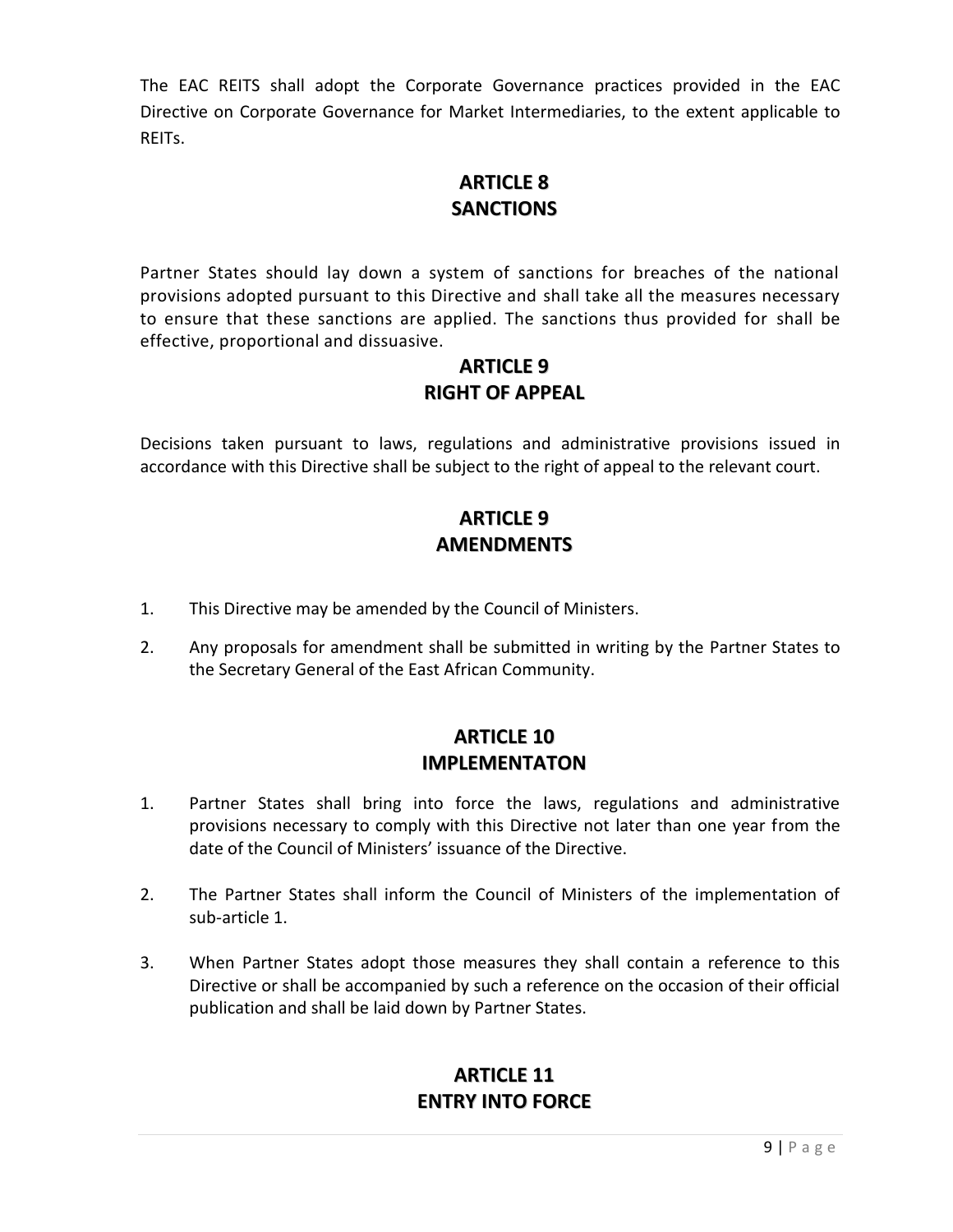The EAC REITS shall adopt the Corporate Governance practices provided in the EAC Directive on Corporate Governance for Market Intermediaries, to the extent applicable to REITs.

## ARTICLE 8
## SANCTIONS

Partner States should lay down a system of sanctions for breaches of the national provisions adopted pursuant to this Directive and shall take all the measures necessary to ensure that these sanctions are applied. The sanctions thus provided for shall be effective, proportional and dissuasive.

## ARTICLE 9
## RIGHT OF APPEAL

Decisions taken pursuant to laws, regulations and administrative provisions issued in accordance with this Directive shall be subject to the right of appeal to the relevant court.

## ARTICLE 9
## AMENDMENTS

1. This Directive may be amended by the Council of Ministers.
2. Any proposals for amendment shall be submitted in writing by the Partner States to the Secretary General of the East African Community.

## ARTICLE 10
## IMPLEMENTATON

1. Partner States shall bring into force the laws, regulations and administrative provisions necessary to comply with this Directive not later than one year from the date of the Council of Ministers' issuance of the Directive.
2. The Partner States shall inform the Council of Ministers of the implementation of sub-article 1.
3. When Partner States adopt those measures they shall contain a reference to this Directive or shall be accompanied by such a reference on the occasion of their official publication and shall be laid down by Partner States.

## ARTICLE 11
## ENTRY INTO FORCE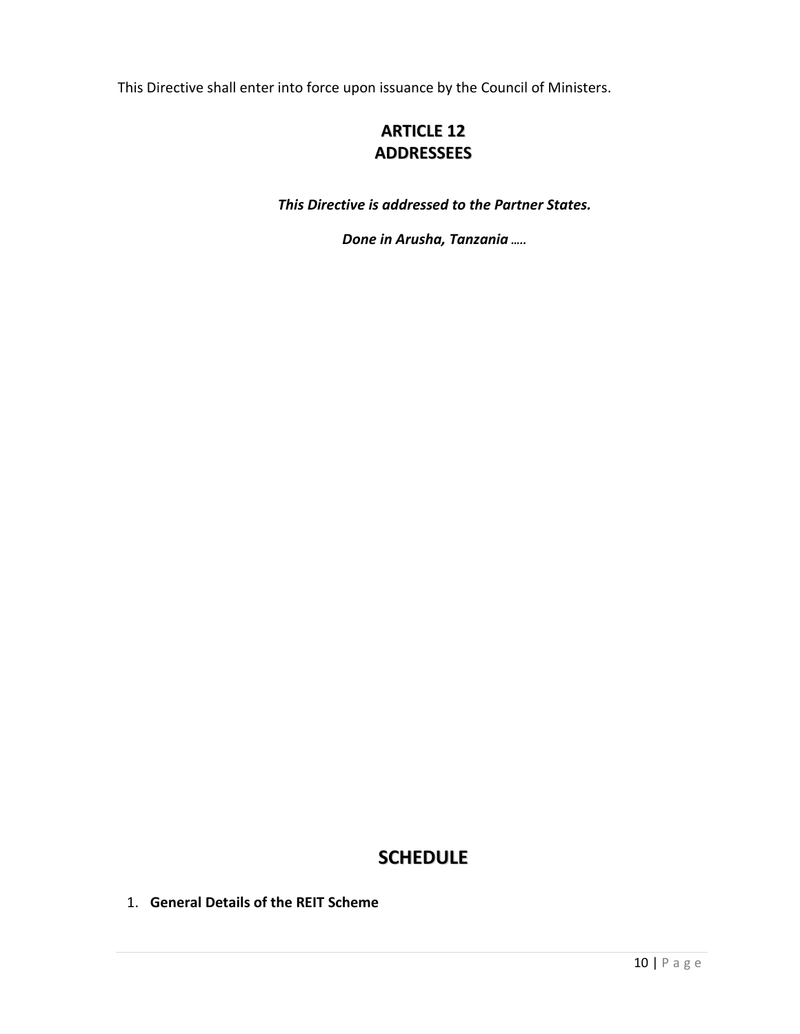This Directive shall enter into force upon issuance by the Council of Ministers.

## ARTICLE 12
## ADDRESSEES

***This Directive is addressed to the Partner States.***

***Done in Arusha, Tanzania …..***

# SCHEDULE

1. **General Details of the REIT Scheme**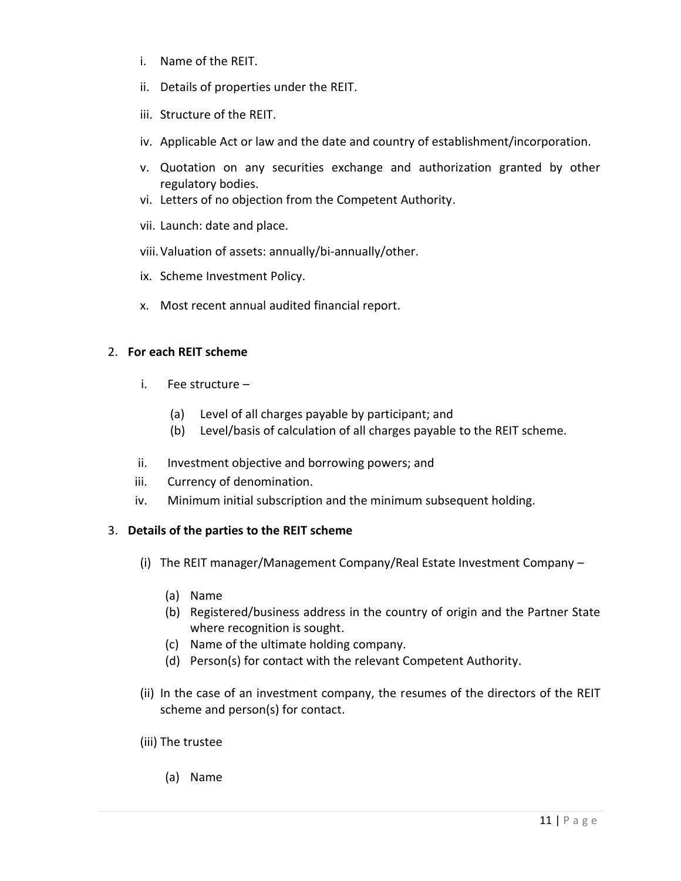i. Name of the REIT.

ii. Details of properties under the REIT.

iii. Structure of the REIT.

iv. Applicable Act or law and the date and country of establishment/incorporation.

v. Quotation on any securities exchange and authorization granted by other regulatory bodies.

vi. Letters of no objection from the Competent Authority.

vii. Launch: date and place.

viii. Valuation of assets: annually/bi-annually/other.

ix. Scheme Investment Policy.

x. Most recent annual audited financial report.

2. **For each REIT scheme**

   i. Fee structure –

      (a) Level of all charges payable by participant; and
      (b) Level/basis of calculation of all charges payable to the REIT scheme.

   ii. Investment objective and borrowing powers; and

   iii. Currency of denomination.

   iv. Minimum initial subscription and the minimum subsequent holding.

3. **Details of the parties to the REIT scheme**

   (i) The REIT manager/Management Company/Real Estate Investment Company –

      (a) Name
      (b) Registered/business address in the country of origin and the Partner State where recognition is sought.
      (c) Name of the ultimate holding company.
      (d) Person(s) for contact with the relevant Competent Authority.

   (ii) In the case of an investment company, the resumes of the directors of the REIT scheme and person(s) for contact.

   (iii) The trustee

      (a) Name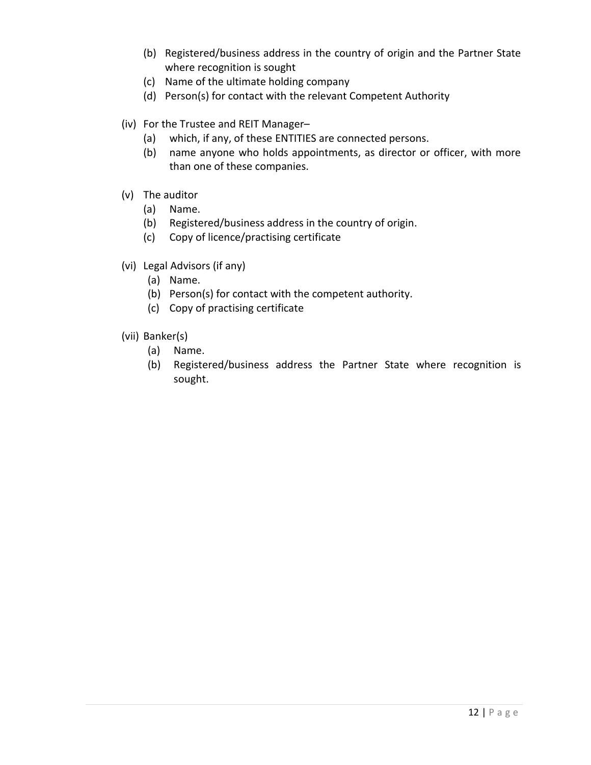(b) Registered/business address in the country of origin and the Partner State where recognition is sought
(c) Name of the ultimate holding company
(d) Person(s) for contact with the relevant Competent Authority

(iv) For the Trustee and REIT Manager–
  (a) which, if any, of these ENTITIES are connected persons.
  (b) name anyone who holds appointments, as director or officer, with more than one of these companies.

(v) The auditor
  (a) Name.
  (b) Registered/business address in the country of origin.
  (c) Copy of licence/practising certificate

(vi) Legal Advisors (if any)
  (a) Name.
  (b) Person(s) for contact with the competent authority.
  (c) Copy of practising certificate

(vii) Banker(s)
  (a) Name.
  (b) Registered/business address the Partner State where recognition is sought.